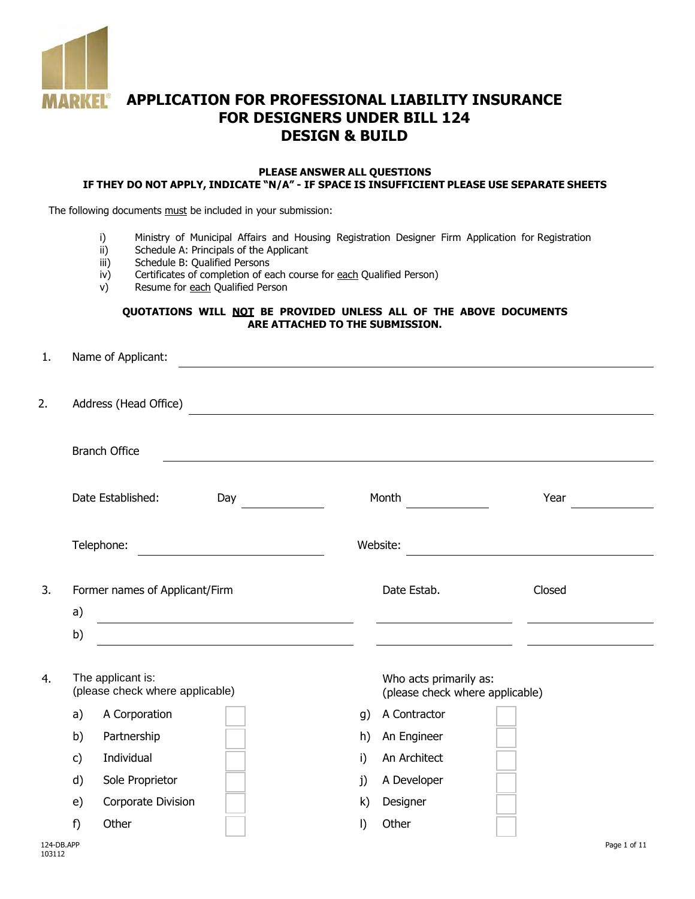MARKEL

# APPLICATION FOR PROFESSIONAL LIABILITY INSURANCE FOR DESIGNERS UNDER BILL 124 DESIGN & BUILD

**PLEASE ANSWER ALL QUESTIONS**
**IF THEY DO NOT APPLY, INDICATE "N/A" - IF SPACE IS INSUFFICIENT PLEASE USE SEPARATE SHEETS**

The following documents must be included in your submission:

i) Ministry of Municipal Affairs and Housing Registration Designer Firm Application for Registration
ii) Schedule A: Principals of the Applicant
iii) Schedule B: Qualified Persons
iv) Certificates of completion of each course for each Qualified Person)
v) Resume for each Qualified Person

**QUOTATIONS WILL NOT BE PROVIDED UNLESS ALL OF THE ABOVE DOCUMENTS ARE ATTACHED TO THE SUBMISSION.**

1. Name of Applicant: ______________________________

2. Address (Head Office) ______________________________

   Branch Office ______________________________

   Date Established: Day ________ Month ________ Year ________

   Telephone: ________________ Website: ________________

3. Former names of Applicant/Firm

| | Former names of Applicant/Firm | Date Estab. | Closed |
|---|---|---|---|
| a) | | | |
| b) | | | |

4. The applicant is: (please check where applicable)

   a) A Corporation ☐
   b) Partnership ☐
   c) Individual ☐
   d) Sole Proprietor ☐
   e) Corporate Division ☐
   f) Other ☐

   Who acts primarily as: (please check where applicable)

   g) A Contractor ☐
   h) An Engineer ☐
   i) An Architect ☐
   j) A Developer ☐
   k) Designer ☐
   l) Other ☐

124-DB.APP
103112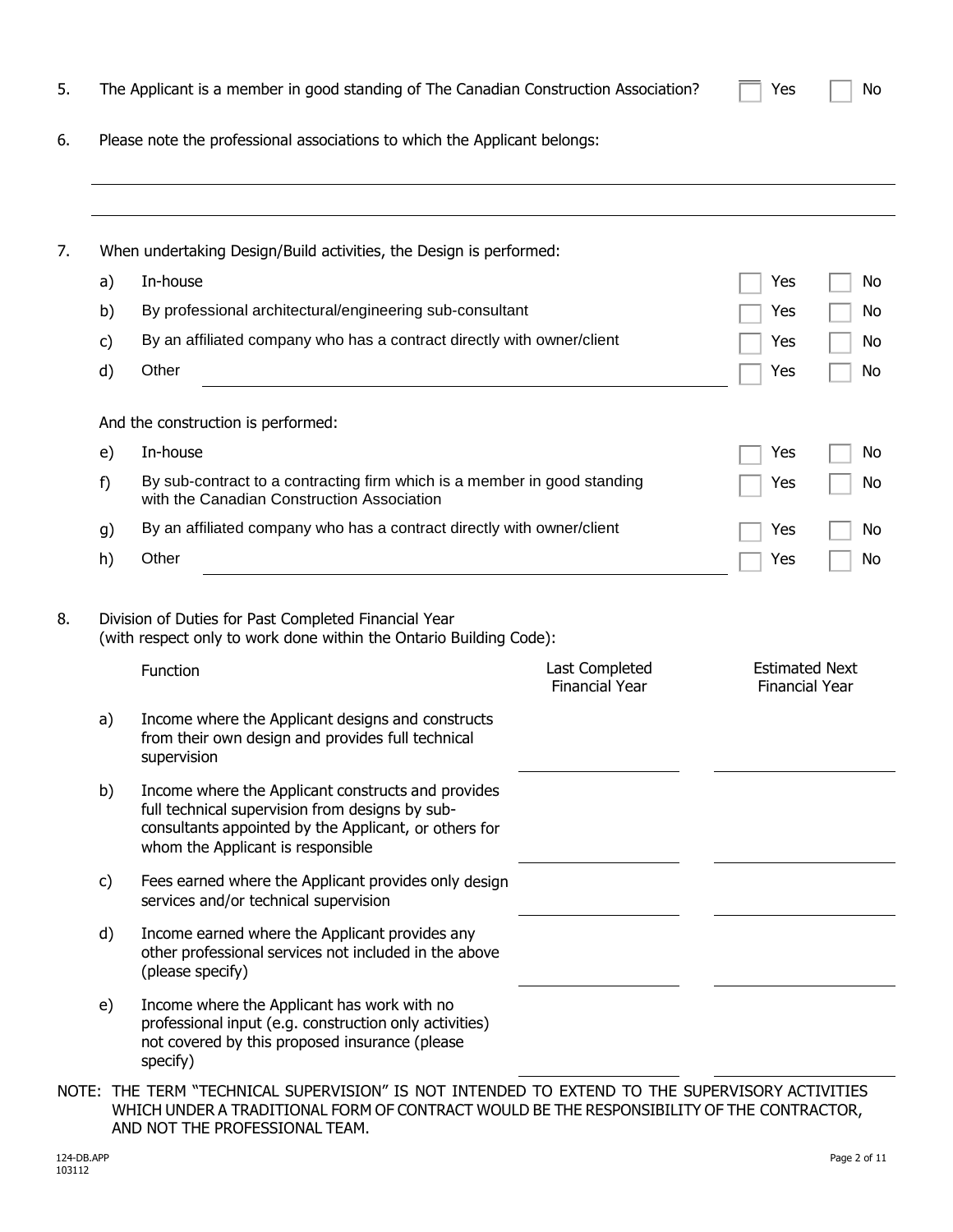5. The Applicant is a member in good standing of The Canadian Construction Association? ☐ Yes ☐ No

6. Please note the professional associations to which the Applicant belongs:

______________________________________________________________________

______________________________________________________________________

7. When undertaking Design/Build activities, the Design is performed:

| | | | |
|---|---|---|---|
| a) | In-house | ☐ Yes | ☐ No |
| b) | By professional architectural/engineering sub-consultant | ☐ Yes | ☐ No |
| c) | By an affiliated company who has a contract directly with owner/client | ☐ Yes | ☐ No |
| d) | Other ______________________________ | ☐ Yes | ☐ No |

And the construction is performed:

| | | | |
|---|---|---|---|
| e) | In-house | ☐ Yes | ☐ No |
| f) | By sub-contract to a contracting firm which is a member in good standing with the Canadian Construction Association | ☐ Yes | ☐ No |
| g) | By an affiliated company who has a contract directly with owner/client | ☐ Yes | ☐ No |
| h) | Other ______________________________ | ☐ Yes | ☐ No |

8. Division of Duties for Past Completed Financial Year (with respect only to work done within the Ontario Building Code):

| | Function | Last Completed Financial Year | Estimated Next Financial Year |
|---|---|---|---|
| a) | Income where the Applicant designs and constructs from their own design and provides full technical supervision | | |
| b) | Income where the Applicant constructs and provides full technical supervision from designs by sub-consultants appointed by the Applicant, or others for whom the Applicant is responsible | | |
| c) | Fees earned where the Applicant provides only design services and/or technical supervision | | |
| d) | Income earned where the Applicant provides any other professional services not included in the above (please specify) | | |
| e) | Income where the Applicant has work with no professional input (e.g. construction only activities) not covered by this proposed insurance (please specify) | | |

NOTE: THE TERM "TECHNICAL SUPERVISION" IS NOT INTENDED TO EXTEND TO THE SUPERVISORY ACTIVITIES WHICH UNDER A TRADITIONAL FORM OF CONTRACT WOULD BE THE RESPONSIBILITY OF THE CONTRACTOR, AND NOT THE PROFESSIONAL TEAM.

124-DB.APP
103112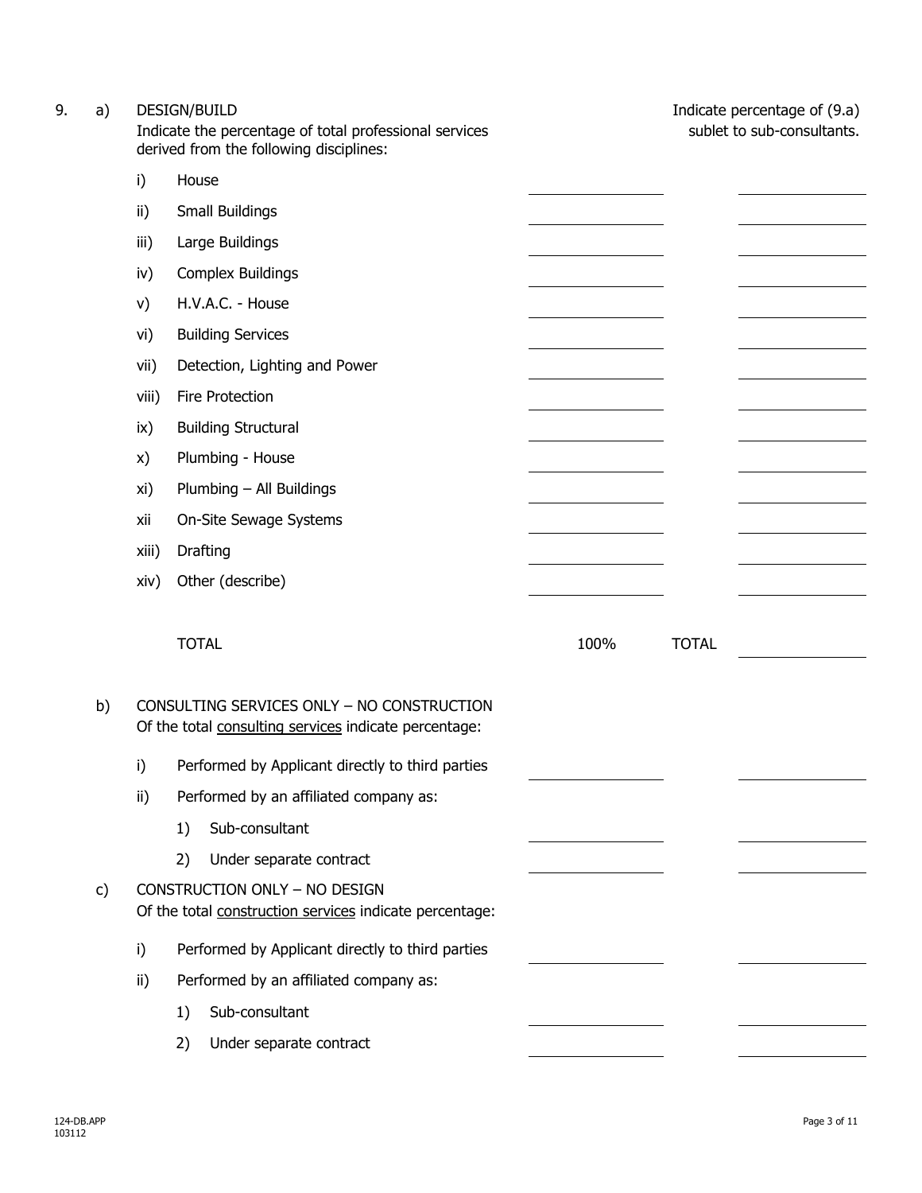9\. a) DESIGN/BUILD

Indicate the percentage of total professional services derived from the following disciplines:

| | | | Indicate percentage of (9.a) sublet to sub-consultants. |
|---|---|---|---|
| i) | House | | |
| ii) | Small Buildings | | |
| iii) | Large Buildings | | |
| iv) | Complex Buildings | | |
| v) | H.V.A.C. - House | | |
| vi) | Building Services | | |
| vii) | Detection, Lighting and Power | | |
| viii) | Fire Protection | | |
| ix) | Building Structural | | |
| x) | Plumbing - House | | |
| xi) | Plumbing – All Buildings | | |
| xii | On-Site Sewage Systems | | |
| xiii) | Drafting | | |
| xiv) | Other (describe) | | |
| | TOTAL | 100% | TOTAL |

b) CONSULTING SERVICES ONLY – NO CONSTRUCTION

Of the total consulting services indicate percentage:

| | | | |
|---|---|---|---|
| i) | Performed by Applicant directly to third parties | | |
| ii) | Performed by an affiliated company as: | | |
| | 1) Sub-consultant | | |
| | 2) Under separate contract | | |

c) CONSTRUCTION ONLY – NO DESIGN

Of the total construction services indicate percentage:

| | | | |
|---|---|---|---|
| i) | Performed by Applicant directly to third parties | | |
| ii) | Performed by an affiliated company as: | | |
| | 1) Sub-consultant | | |
| | 2) Under separate contract | | |

124-DB.APP
103112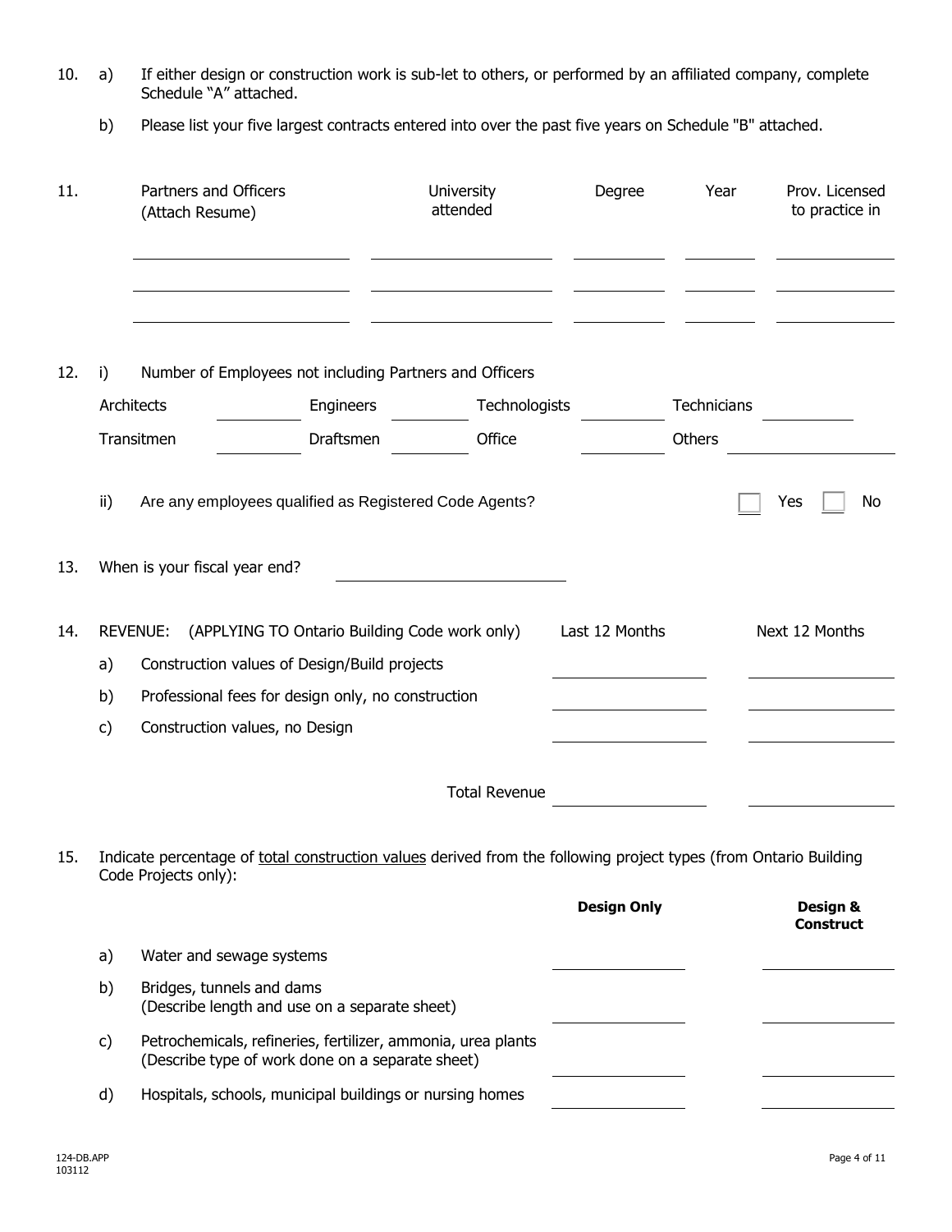10. a) If either design or construction work is sub-let to others, or performed by an affiliated company, complete Schedule "A" attached.

    b) Please list your five largest contracts entered into over the past five years on Schedule "B" attached.

11.

| Partners and Officers (Attach Resume) | University attended | Degree | Year | Prov. Licensed to practice in |
|---|---|---|---|---|
| | | | | |
| | | | | |
| | | | | |

12. i) Number of Employees not including Partners and Officers

| | | | | | | | |
|---|---|---|---|---|---|---|---|
| Architects | | Engineers | | Technologists | | Technicians | |
| Transitmen | | Draftsmen | | Office | | Others | |

ii) Are any employees qualified as Registered Code Agents? ☐ Yes ☐ No

13. When is your fiscal year end? ____________________

14. REVENUE: (APPLYING TO Ontario Building Code work only)

| | | Last 12 Months | Next 12 Months |
|---|---|---|---|
| a) | Construction values of Design/Build projects | | |
| b) | Professional fees for design only, no construction | | |
| c) | Construction values, no Design | | |
| | Total Revenue | | |

15. Indicate percentage of <u>total construction values</u> derived from the following project types (from Ontario Building Code Projects only):

| | | **Design Only** | **Design & Construct** |
|---|---|---|---|
| a) | Water and sewage systems | | |
| b) | Bridges, tunnels and dams (Describe length and use on a separate sheet) | | |
| c) | Petrochemicals, refineries, fertilizer, ammonia, urea plants (Describe type of work done on a separate sheet) | | |
| d) | Hospitals, schools, municipal buildings or nursing homes | | |

124-DB.APP
103112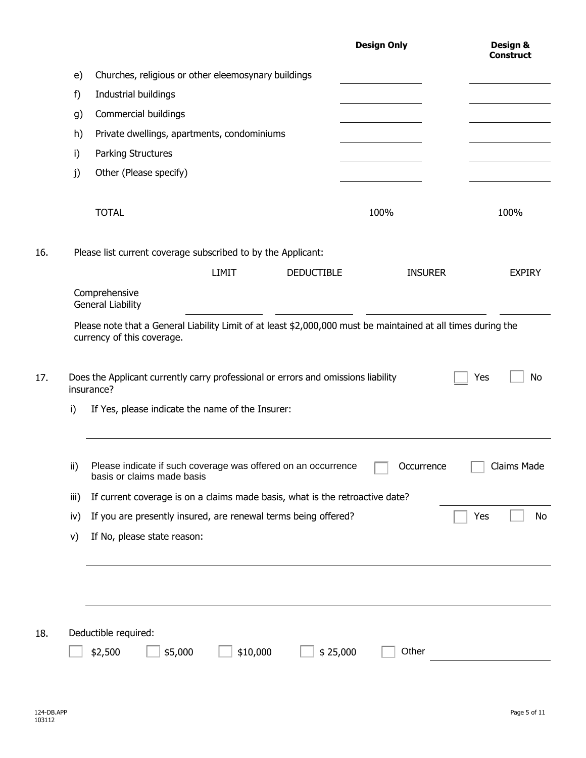| | | Design Only | Design & Construct |
|---|---|---|---|
| e) | Churches, religious or other eleemosynary buildings | | |
| f) | Industrial buildings | | |
| g) | Commercial buildings | | |
| h) | Private dwellings, apartments, condominiums | | |
| i) | Parking Structures | | |
| j) | Other (Please specify) | | |
| | TOTAL | 100% | 100% |

16. Please list current coverage subscribed to by the Applicant:

| | LIMIT | DEDUCTIBLE | INSURER | EXPIRY |
|---|---|---|---|---|
| Comprehensive General Liability | | | | |

Please note that a General Liability Limit of at least $2,000,000 must be maintained at all times during the currency of this coverage.

17. Does the Applicant currently carry professional or errors and omissions liability insurance? ☐ Yes ☐ No

i) If Yes, please indicate the name of the Insurer:

\_\_\_\_\_\_\_\_\_\_\_\_\_\_\_\_\_\_\_\_\_\_\_\_\_\_\_\_\_\_\_\_\_\_\_\_\_\_\_\_

ii) Please indicate if such coverage was offered on an occurrence basis or claims made basis ☐ Occurrence ☐ Claims Made

iii) If current coverage is on a claims made basis, what is the retroactive date? \_\_\_\_\_\_\_\_\_\_\_\_\_\_\_\_

iv) If you are presently insured, are renewal terms being offered? ☐ Yes ☐ No

v) If No, please state reason:

\_\_\_\_\_\_\_\_\_\_\_\_\_\_\_\_\_\_\_\_\_\_\_\_\_\_\_\_\_\_\_\_\_\_\_\_\_\_\_\_

\_\_\_\_\_\_\_\_\_\_\_\_\_\_\_\_\_\_\_\_\_\_\_\_\_\_\_\_\_\_\_\_\_\_\_\_\_\_\_\_

18. Deductible required:

☐ $2,500 ☐ $5,000 ☐ $10,000 ☐ $ 25,000 ☐ Other \_\_\_\_\_\_\_\_\_\_\_\_\_\_\_\_

124-DB.APP
103112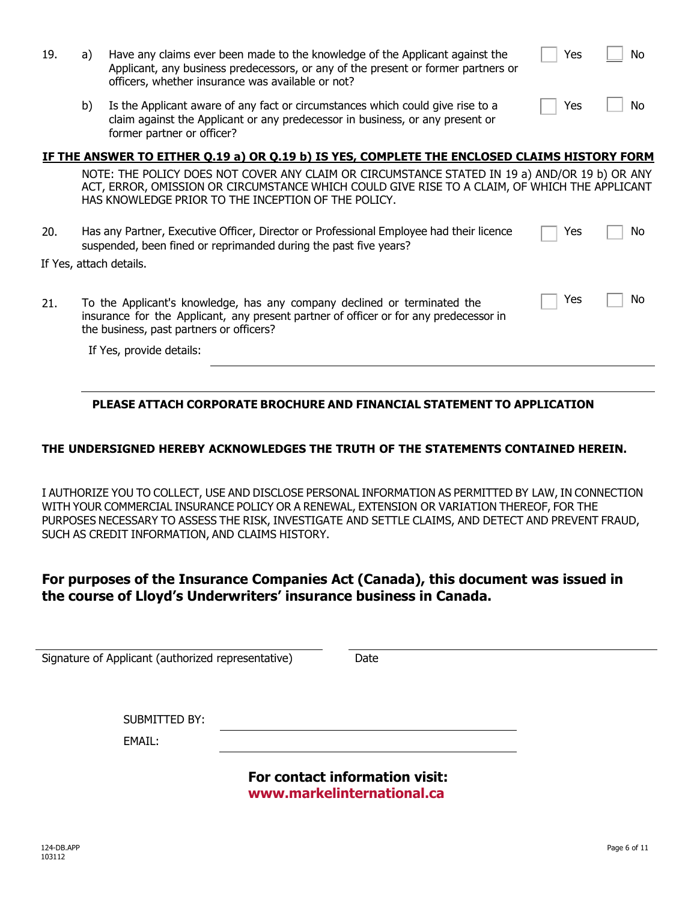19. a) Have any claims ever been made to the knowledge of the Applicant against the Applicant, any business predecessors, or any of the present or former partners or officers, whether insurance was available or not? ☐ Yes ☐ No

b) Is the Applicant aware of any fact or circumstances which could give rise to a claim against the Applicant or any predecessor in business, or any present or former partner or officer? ☐ Yes ☐ No

**IF THE ANSWER TO EITHER Q.19 a) OR Q.19 b) IS YES, COMPLETE THE ENCLOSED CLAIMS HISTORY FORM**

NOTE: THE POLICY DOES NOT COVER ANY CLAIM OR CIRCUMSTANCE STATED IN 19 a) AND/OR 19 b) OR ANY ACT, ERROR, OMISSION OR CIRCUMSTANCE WHICH COULD GIVE RISE TO A CLAIM, OF WHICH THE APPLICANT HAS KNOWLEDGE PRIOR TO THE INCEPTION OF THE POLICY.

20. Has any Partner, Executive Officer, Director or Professional Employee had their licence suspended, been fined or reprimanded during the past five years? ☐ Yes ☐ No

If Yes, attach details.

21. To the Applicant's knowledge, has any company declined or terminated the insurance for the Applicant, any present partner of officer or for any predecessor in the business, past partners or officers? ☐ Yes ☐ No

If Yes, provide details: ______________________________

______________________________

**PLEASE ATTACH CORPORATE BROCHURE AND FINANCIAL STATEMENT TO APPLICATION**

**THE UNDERSIGNED HEREBY ACKNOWLEDGES THE TRUTH OF THE STATEMENTS CONTAINED HEREIN.**

I AUTHORIZE YOU TO COLLECT, USE AND DISCLOSE PERSONAL INFORMATION AS PERMITTED BY LAW, IN CONNECTION WITH YOUR COMMERCIAL INSURANCE POLICY OR A RENEWAL, EXTENSION OR VARIATION THEREOF, FOR THE PURPOSES NECESSARY TO ASSESS THE RISK, INVESTIGATE AND SETTLE CLAIMS, AND DETECT AND PREVENT FRAUD, SUCH AS CREDIT INFORMATION, AND CLAIMS HISTORY.

**For purposes of the Insurance Companies Act (Canada), this document was issued in the course of Lloyd's Underwriters' insurance business in Canada.**

______________________________ ______________________________

Signature of Applicant (authorized representative) Date

SUBMITTED BY: ______________________________

EMAIL: ______________________________

**For contact information visit:**
**www.markelinternational.ca**

124-DB.APP
103112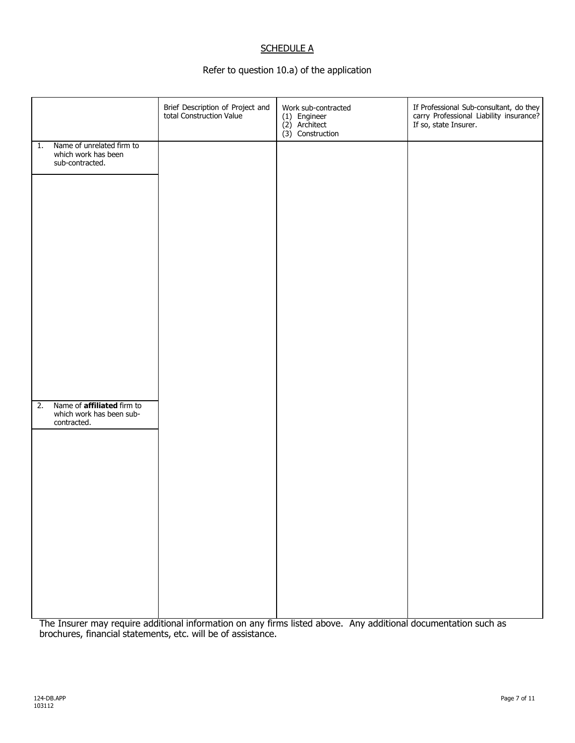<u>SCHEDULE A</u>

Refer to question 10.a) of the application

| | Brief Description of Project and total Construction Value | Work sub-contracted<br>(1) Engineer<br>(2) Architect<br>(3) Construction | If Professional Sub-consultant, do they carry Professional Liability insurance? If so, state Insurer. |
|---|---|---|---|
| 1. Name of unrelated firm to which work has been sub-contracted. | | | |
| | | | |
| 2. Name of **affiliated** firm to which work has been sub-contracted. | | | |
| | | | |

The Insurer may require additional information on any firms listed above. Any additional documentation such as brochures, financial statements, etc. will be of assistance.

124-DB.APP
103112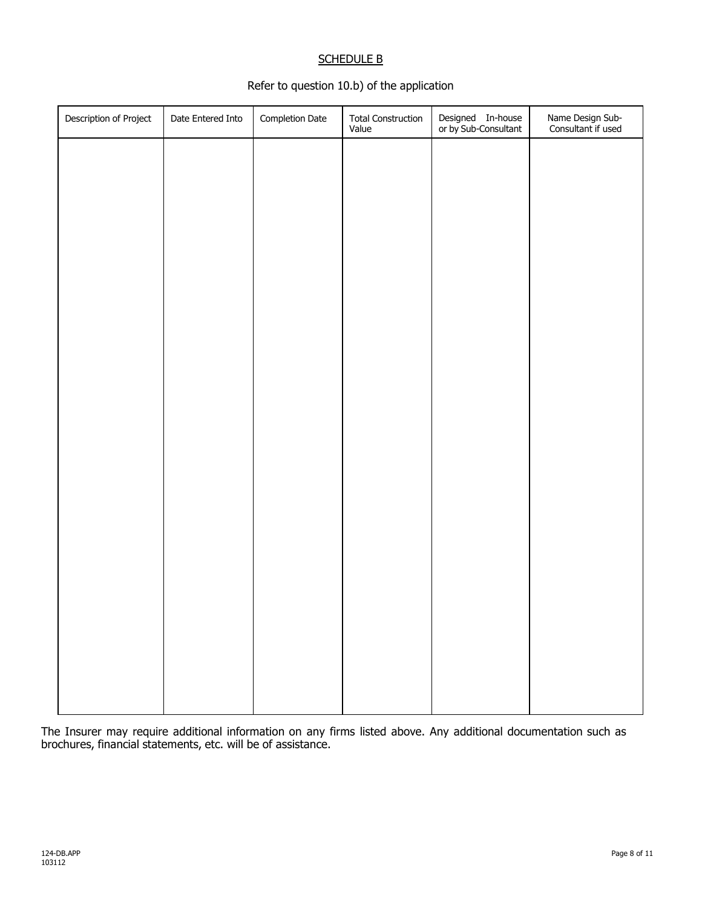## SCHEDULE B

Refer to question 10.b) of the application

| Description of Project | Date Entered Into | Completion Date | Total Construction Value | Designed In-house or by Sub-Consultant | Name Design Sub-Consultant if used |
|---|---|---|---|---|---|
| | | | | | |

The Insurer may require additional information on any firms listed above. Any additional documentation such as brochures, financial statements, etc. will be of assistance.

124-DB.APP
103112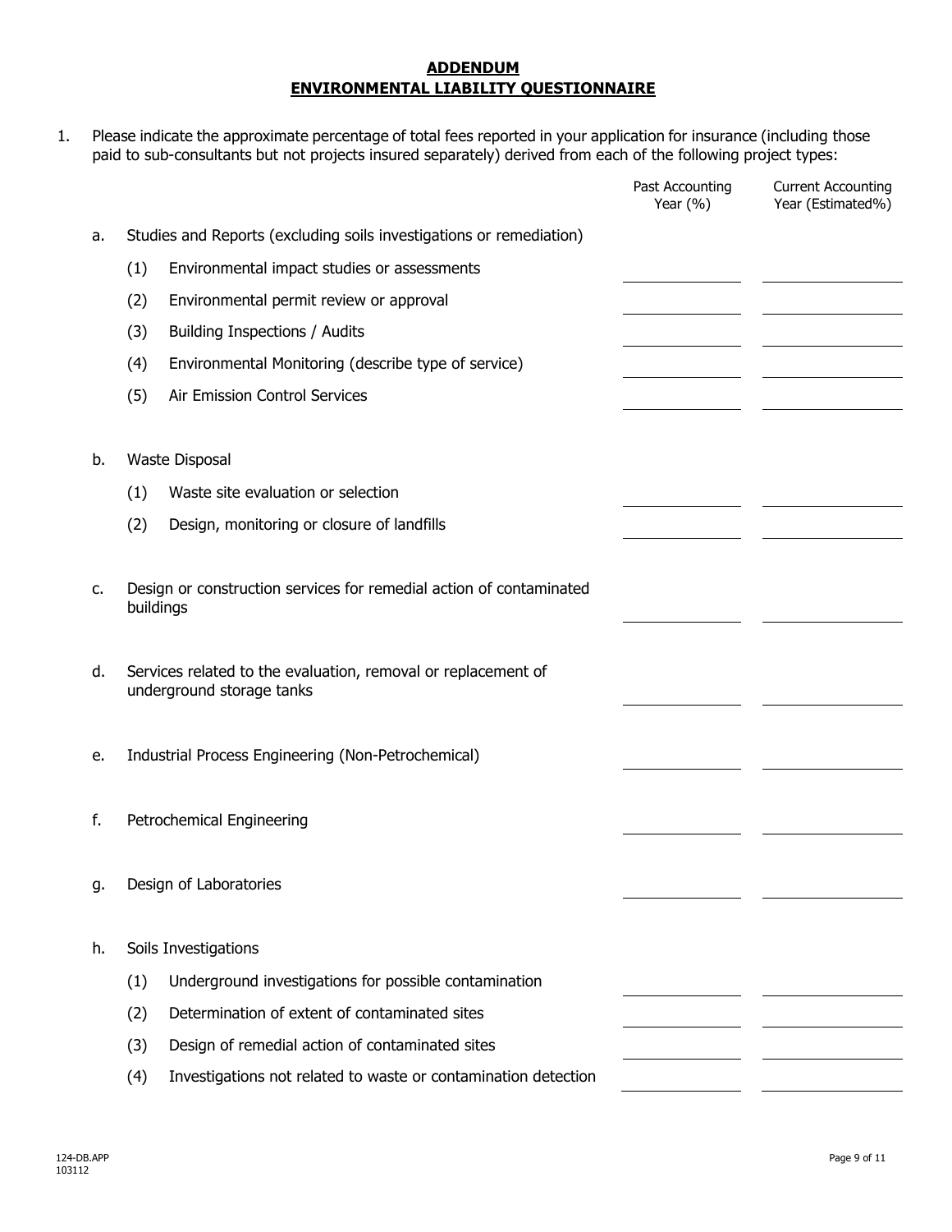## ADDENDUM
## ENVIRONMENTAL LIABILITY QUESTIONNAIRE

1. Please indicate the approximate percentage of total fees reported in your application for insurance (including those paid to sub-consultants but not projects insured separately) derived from each of the following project types:

| | | Past Accounting Year (%) | Current Accounting Year (Estimated%) |
|---|---|---|---|
| a. | Studies and Reports (excluding soils investigations or remediation) | | |
| | (1) Environmental impact studies or assessments | | |
| | (2) Environmental permit review or approval | | |
| | (3) Building Inspections / Audits | | |
| | (4) Environmental Monitoring (describe type of service) | | |
| | (5) Air Emission Control Services | | |
| b. | Waste Disposal | | |
| | (1) Waste site evaluation or selection | | |
| | (2) Design, monitoring or closure of landfills | | |
| c. | Design or construction services for remedial action of contaminated buildings | | |
| d. | Services related to the evaluation, removal or replacement of underground storage tanks | | |
| e. | Industrial Process Engineering (Non-Petrochemical) | | |
| f. | Petrochemical Engineering | | |
| g. | Design of Laboratories | | |
| h. | Soils Investigations | | |
| | (1) Underground investigations for possible contamination | | |
| | (2) Determination of extent of contaminated sites | | |
| | (3) Design of remedial action of contaminated sites | | |
| | (4) Investigations not related to waste or contamination detection | | |

124-DB.APP
103112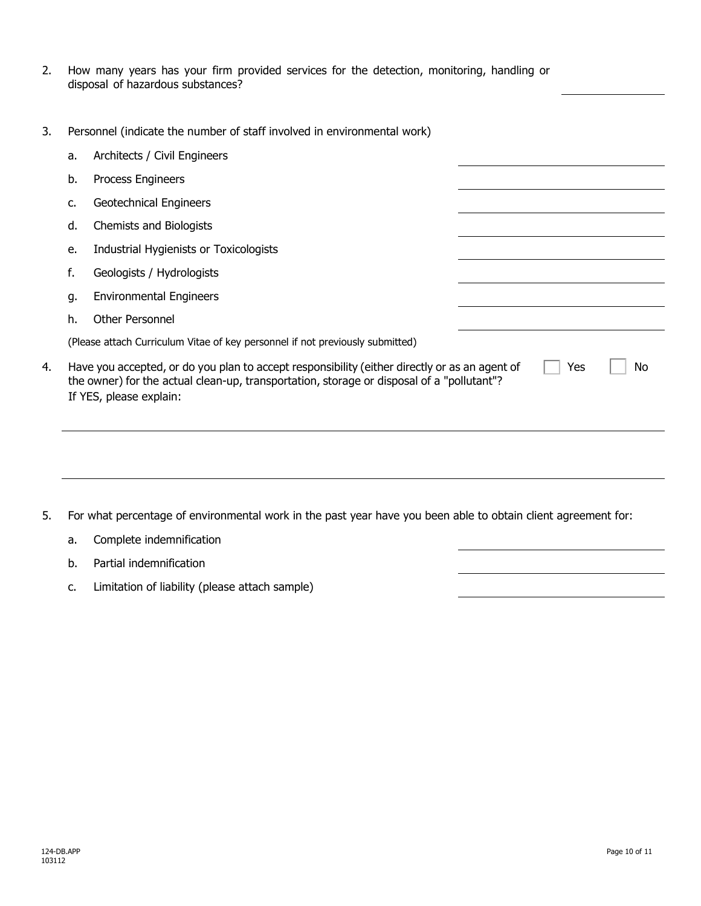2. How many years has your firm provided services for the detection, monitoring, handling or disposal of hazardous substances? \_\_\_\_\_\_\_\_\_\_

3. Personnel (indicate the number of staff involved in environmental work)

   a. Architects / Civil Engineers \_\_\_\_\_\_\_\_\_\_

   b. Process Engineers \_\_\_\_\_\_\_\_\_\_

   c. Geotechnical Engineers \_\_\_\_\_\_\_\_\_\_

   d. Chemists and Biologists \_\_\_\_\_\_\_\_\_\_

   e. Industrial Hygienists or Toxicologists \_\_\_\_\_\_\_\_\_\_

   f. Geologists / Hydrologists \_\_\_\_\_\_\_\_\_\_

   g. Environmental Engineers \_\_\_\_\_\_\_\_\_\_

   h. Other Personnel \_\_\_\_\_\_\_\_\_\_

   (Please attach Curriculum Vitae of key personnel if not previously submitted)

4. Have you accepted, or do you plan to accept responsibility (either directly or as an agent of the owner) for the actual clean-up, transportation, storage or disposal of a "pollutant"? ☐ Yes ☐ No

   If YES, please explain:

   \_\_\_\_\_\_\_\_\_\_\_\_\_\_\_\_\_\_\_\_\_\_\_\_\_\_\_\_\_\_\_\_\_\_\_\_\_\_\_\_\_\_\_\_\_\_\_\_\_\_\_\_

   \_\_\_\_\_\_\_\_\_\_\_\_\_\_\_\_\_\_\_\_\_\_\_\_\_\_\_\_\_\_\_\_\_\_\_\_\_\_\_\_\_\_\_\_\_\_\_\_\_\_\_\_

5. For what percentage of environmental work in the past year have you been able to obtain client agreement for:

   a. Complete indemnification \_\_\_\_\_\_\_\_\_\_

   b. Partial indemnification \_\_\_\_\_\_\_\_\_\_

   c. Limitation of liability (please attach sample) \_\_\_\_\_\_\_\_\_\_

124-DB.APP
103112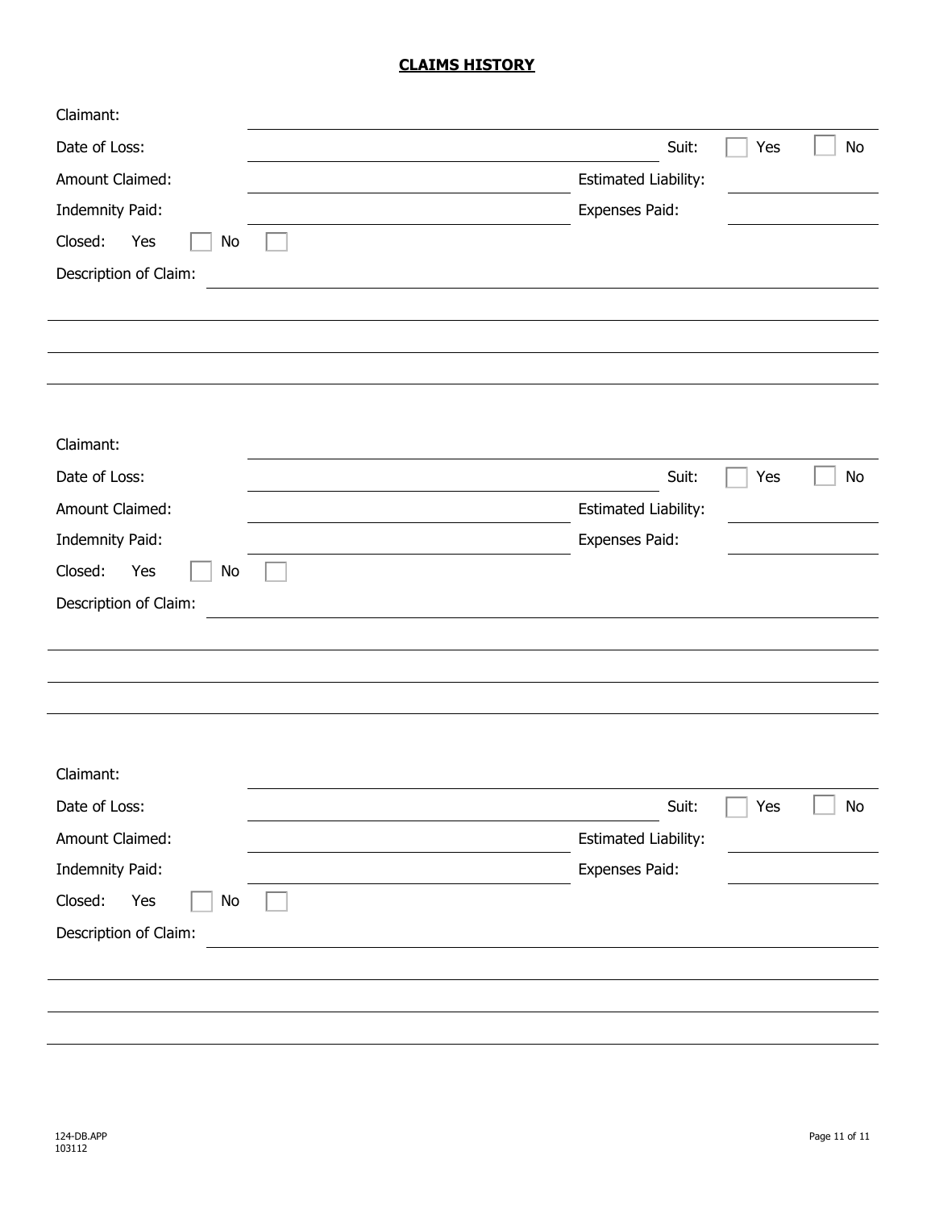# CLAIMS HISTORY

Claimant: \_\_\_\_\_\_\_\_\_\_\_\_\_\_\_\_\_\_\_\_\_\_\_\_\_\_\_\_\_\_\_\_\_\_\_\_\_\_\_\_

Date of Loss: \_\_\_\_\_\_\_\_\_\_\_\_\_\_\_\_\_\_\_\_\_\_\_\_\_\_ Suit: ☐ Yes ☐ No

Amount Claimed: \_\_\_\_\_\_\_\_\_\_\_\_\_\_\_\_\_\_\_\_\_\_\_\_ Estimated Liability: \_\_\_\_\_\_\_\_\_\_

Indemnity Paid: \_\_\_\_\_\_\_\_\_\_\_\_\_\_\_\_\_\_\_\_\_\_\_\_ Expenses Paid: \_\_\_\_\_\_\_\_\_\_

Closed: Yes ☐ No ☐

Description of Claim: \_\_\_\_\_\_\_\_\_\_\_\_\_\_\_\_\_\_\_\_\_\_\_\_\_\_\_\_\_\_\_\_\_\_\_\_\_\_\_\_

\_\_\_\_\_\_\_\_\_\_\_\_\_\_\_\_\_\_\_\_\_\_\_\_\_\_\_\_\_\_\_\_\_\_\_\_\_\_\_\_\_\_\_\_\_\_\_\_\_\_\_\_\_\_\_\_\_\_

\_\_\_\_\_\_\_\_\_\_\_\_\_\_\_\_\_\_\_\_\_\_\_\_\_\_\_\_\_\_\_\_\_\_\_\_\_\_\_\_\_\_\_\_\_\_\_\_\_\_\_\_\_\_\_\_\_\_

\_\_\_\_\_\_\_\_\_\_\_\_\_\_\_\_\_\_\_\_\_\_\_\_\_\_\_\_\_\_\_\_\_\_\_\_\_\_\_\_\_\_\_\_\_\_\_\_\_\_\_\_\_\_\_\_\_\_

Claimant: \_\_\_\_\_\_\_\_\_\_\_\_\_\_\_\_\_\_\_\_\_\_\_\_\_\_\_\_\_\_\_\_\_\_\_\_\_\_\_\_

Date of Loss: \_\_\_\_\_\_\_\_\_\_\_\_\_\_\_\_\_\_\_\_\_\_\_\_\_\_ Suit: ☐ Yes ☐ No

Amount Claimed: \_\_\_\_\_\_\_\_\_\_\_\_\_\_\_\_\_\_\_\_\_\_\_\_ Estimated Liability: \_\_\_\_\_\_\_\_\_\_

Indemnity Paid: \_\_\_\_\_\_\_\_\_\_\_\_\_\_\_\_\_\_\_\_\_\_\_\_ Expenses Paid: \_\_\_\_\_\_\_\_\_\_

Closed: Yes ☐ No ☐

Description of Claim: \_\_\_\_\_\_\_\_\_\_\_\_\_\_\_\_\_\_\_\_\_\_\_\_\_\_\_\_\_\_\_\_\_\_\_\_\_\_\_\_

\_\_\_\_\_\_\_\_\_\_\_\_\_\_\_\_\_\_\_\_\_\_\_\_\_\_\_\_\_\_\_\_\_\_\_\_\_\_\_\_\_\_\_\_\_\_\_\_\_\_\_\_\_\_\_\_\_\_

\_\_\_\_\_\_\_\_\_\_\_\_\_\_\_\_\_\_\_\_\_\_\_\_\_\_\_\_\_\_\_\_\_\_\_\_\_\_\_\_\_\_\_\_\_\_\_\_\_\_\_\_\_\_\_\_\_\_

\_\_\_\_\_\_\_\_\_\_\_\_\_\_\_\_\_\_\_\_\_\_\_\_\_\_\_\_\_\_\_\_\_\_\_\_\_\_\_\_\_\_\_\_\_\_\_\_\_\_\_\_\_\_\_\_\_\_

Claimant: \_\_\_\_\_\_\_\_\_\_\_\_\_\_\_\_\_\_\_\_\_\_\_\_\_\_\_\_\_\_\_\_\_\_\_\_\_\_\_\_

Date of Loss: \_\_\_\_\_\_\_\_\_\_\_\_\_\_\_\_\_\_\_\_\_\_\_\_\_\_ Suit: ☐ Yes ☐ No

Amount Claimed: \_\_\_\_\_\_\_\_\_\_\_\_\_\_\_\_\_\_\_\_\_\_\_\_ Estimated Liability: \_\_\_\_\_\_\_\_\_\_

Indemnity Paid: \_\_\_\_\_\_\_\_\_\_\_\_\_\_\_\_\_\_\_\_\_\_\_\_ Expenses Paid: \_\_\_\_\_\_\_\_\_\_

Closed: Yes ☐ No ☐

Description of Claim: \_\_\_\_\_\_\_\_\_\_\_\_\_\_\_\_\_\_\_\_\_\_\_\_\_\_\_\_\_\_\_\_\_\_\_\_\_\_\_\_

\_\_\_\_\_\_\_\_\_\_\_\_\_\_\_\_\_\_\_\_\_\_\_\_\_\_\_\_\_\_\_\_\_\_\_\_\_\_\_\_\_\_\_\_\_\_\_\_\_\_\_\_\_\_\_\_\_\_

\_\_\_\_\_\_\_\_\_\_\_\_\_\_\_\_\_\_\_\_\_\_\_\_\_\_\_\_\_\_\_\_\_\_\_\_\_\_\_\_\_\_\_\_\_\_\_\_\_\_\_\_\_\_\_\_\_\_

\_\_\_\_\_\_\_\_\_\_\_\_\_\_\_\_\_\_\_\_\_\_\_\_\_\_\_\_\_\_\_\_\_\_\_\_\_\_\_\_\_\_\_\_\_\_\_\_\_\_\_\_\_\_\_\_\_\_

124-DB.APP
103112